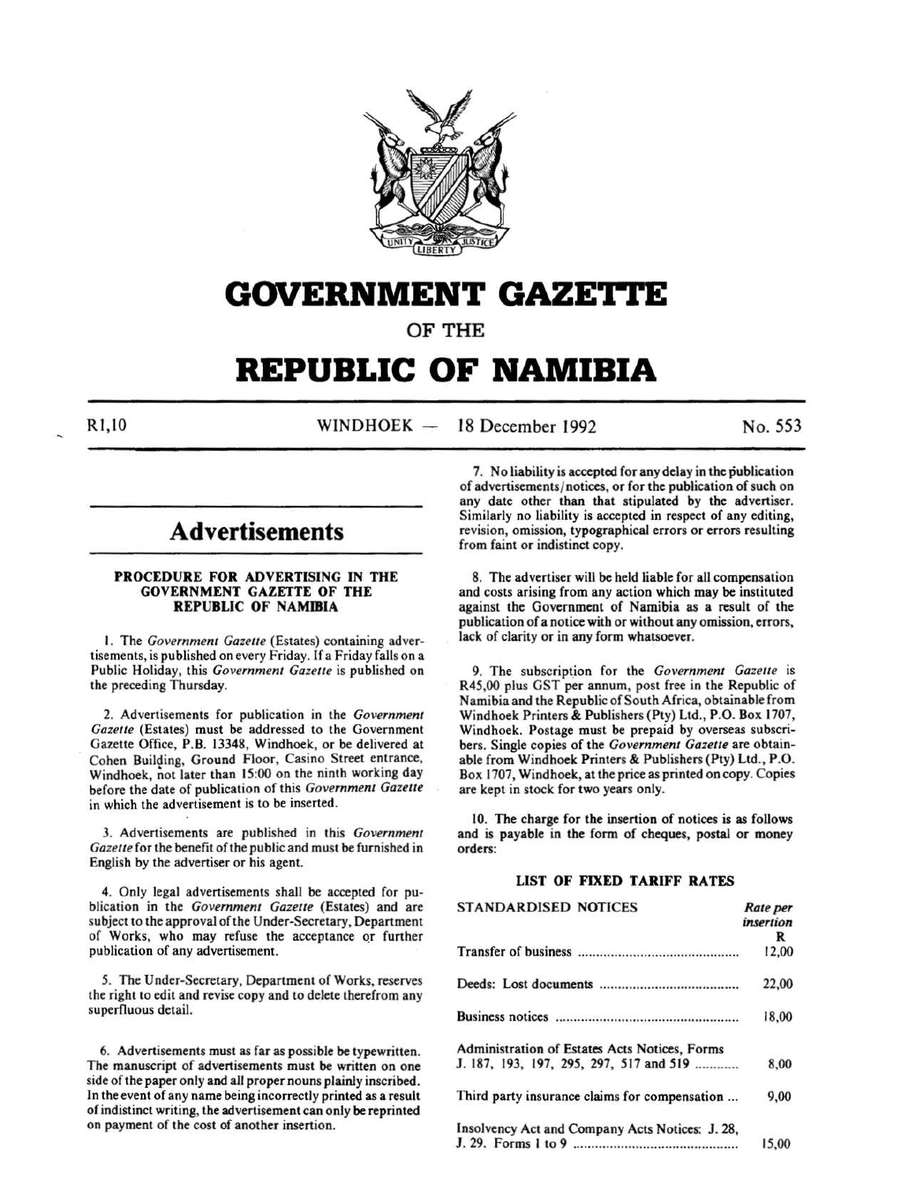# GOVERNMENT GAZETTE

## OF THE

# REPUBLIC OF NAMIBIA

R1,10 WINDHOEK — 18 December 1992 No. 553

## Advertisements

### PROCEDURE FOR ADVERTISING IN THE GOVERNMENT GAZETTE OF THE REPUBLIC OF NAMIBIA

1. The *Government Gazette* (Estates) containing advertisements, is published on every Friday. If a Friday falls on a Public Holiday, this *Government Gazette* is published on the preceding Thursday.

2. Advertisements for publication in the *Government Gazette* (Estates) must be addressed to the Government Gazette Office, P.B. 13348, Windhoek, or be delivered at Cohen Building, Ground Floor, Casino Street entrance, Windhoek, not later than 15:00 on the ninth working day before the date of publication of this *Government Gazette* in which the advertisement is to be inserted.

3. Advertisements are published in this *Government Gazette* for the benefit of the public and must be furnished in English by the advertiser or his agent.

4. Only legal advertisements shall be accepted for publication in the *Government Gazette* (Estates) and are subject to the approval of the Under-Secretary, Department of Works, who may refuse the acceptance or further publication of any advertisement.

5. The Under-Secretary, Department of Works, reserves the right to edit and revise copy and to delete therefrom any superfluous detail.

6. Advertisements must as far as possible be typewritten. The manuscript of advertisements must be written on one side of the paper only and all proper nouns plainly inscribed. In the event of any name being incorrectly printed as a result of indistinct writing, the advertisement can only be reprinted on payment of the cost of another insertion.

7. No liability is accepted for any delay in the publication of advertisements/notices, or for the publication of such on any date other than that stipulated by the advertiser. Similarly no liability is accepted in respect of any editing, revision, omission, typographical errors or errors resulting from faint or indistinct copy.

8. The advertiser will be held liable for all compensation and costs arising from any action which may be instituted against the Government of Namibia as a result of the publication of a notice with or without any omission, errors, lack of clarity or in any form whatsoever.

9. The subscription for the *Government Gazette* is R45,00 plus GST per annum, post free in the Republic of Namibia and the Republic of South Africa, obtainable from Windhoek Printers & Publishers (Pty) Ltd., P.O. Box 1707, Windhoek. Postage must be prepaid by overseas subscribers. Single copies of the *Government Gazette* are obtainable from Windhoek Printers & Publishers (Pty) Ltd., P.O. Box 1707, Windhoek, at the price as printed on copy. Copies are kept in stock for two years only.

10. The charge for the insertion of notices is as follows and is payable in the form of cheques, postal or money orders:

### LIST OF FIXED TARIFF RATES

| STANDARDISED NOTICES | *Rate per insertion* R |
|---|---|
| Transfer of business | 12,00 |
| Deeds: Lost documents | 22,00 |
| Business notices | 18,00 |
| Administration of Estates Acts Notices, Forms J. 187, 193, 197, 295, 297, 517 and 519 | 8,00 |
| Third party insurance claims for compensation | 9,00 |
| Insolvency Act and Company Acts Notices: J. 28, J. 29. Forms 1 to 9 | 15,00 |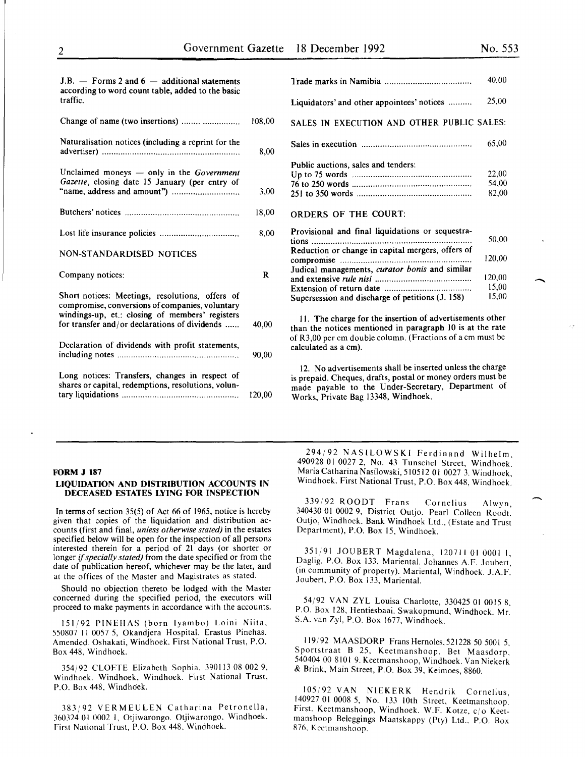J.B. — Forms 2 and 6 — additional statements according to word count table, added to the basic traffic.

| | |
|---|---|
| Change of name (two insertions) | 108,00 |
| Naturalisation notices (including a reprint for the advertiser) | 8,00 |
| Unclaimed moneys — only in the *Government Gazette*, closing date 15 January (per entry of "name, address and amount") | 3,00 |
| Butchers' notices | 18,00 |
| Lost life insurance policies | 8,00 |

NON-STANDARDISED NOTICES

| | |
|---|---|
| Company notices: | R |
| Short notices: Meetings, resolutions, offers of compromise, conversions of companies, voluntary windings-up, et.: closing of members' registers for transfer and/or declarations of dividends | 40,00 |
| Declaration of dividends with profit statements, including notes | 90,00 |
| Long notices: Transfers, changes in respect of shares or capital, redemptions, resolutions, voluntary liquidations | 120,00 |
| Trade marks in Namibia | 40,00 |
| Liquidators' and other appointees' notices | 25,00 |

SALES IN EXECUTION AND OTHER PUBLIC SALES:

| | |
|---|---|
| Sales in execution | 65,00 |
| Public auctions, sales and tenders: | |
| Up to 75 words | 22,00 |
| 76 to 250 words | 54,00 |
| 251 to 350 words | 82,00 |

ORDERS OF THE COURT:

| | |
|---|---|
| Provisional and final liquidations or sequestrations | 50,00 |
| Reduction or change in capital mergers, offers of compromise | 120,00 |
| Judical managements, *curator bonis* and similar and extensive *rule nisi* | 120,00 |
| Extension of return date | 15,00 |
| Supersession and discharge of petitions (J. 158) | 15,00 |

11. The charge for the insertion of advertisements other than the notices mentioned in paragraph 10 is at the rate of R3,00 per cm double column. (Fractions of a cm must be calculated as a cm).

12. No advertisements shall be inserted unless the charge is prepaid. Cheques, drafts, postal or money orders must be made payable to the Under-Secretary, Department of Works, Private Bag 13348, Windhoek.

---

**FORM J 187**

**LIQUIDATION AND DISTRIBUTION ACCOUNTS IN DECEASED ESTATES LYING FOR INSPECTION**

In terms of section 35(5) of Act 66 of 1965, notice is hereby given that copies of the liquidation and distribution accounts (first and final, *unless otherwise stated)* in the estates specified below will be open for the inspection of all persons interested therein for a period of 21 days (or shorter or longer *if specially stated)* from the date specified or from the date of publication hereof, whichever may be the later, and at the offices of the Master and Magistrates as stated.

Should no objection thereto be lodged with the Master concerned during the specified period, the executors will proceed to make payments in accordance with the accounts.

151/92 PINEHAS (born Iyambo) Loini Niita, 550807 11 0057 5, Okandjera Hospital. Erastus Pinehas. Amended. Oshakati, Windhoek. First National Trust, P.O. Box 448, Windhoek.

354/92 CLOETE Elizabeth Sophia, 390113 08 002 9, Windhoek. Windhoek, Windhoek. First National Trust, P.O. Box 448, Windhoek.

383/92 VERMEULEN Catharina Petronella, 360324 01 0002 1, Otjiwarongo. Otjiwarongo, Windhoek. First National Trust, P.O. Box 448, Windhoek.

294/92 NASILOWSKI Ferdinand Wilhelm, 490928 01 0027 2, No. 43 Tunschel Street, Windhoek. Maria Catharina Nasilowski, 510512 01 0027 3. Windhoek, Windhoek. First National Trust, P.O. Box 448, Windhoek.

339/92 ROODT Frans Cornelius Alwyn, 340430 01 0002 9, District Outjo. Pearl Colleen Roodt. Outjo, Windhoek. Bank Windhoek Ltd., (Estate and Trust Department), P.O. Box 15, Windhoek.

351/91 JOUBERT Magdalena, 120711 01 0001 1, Daglig, P.O. Box 133, Mariental. Johannes A.F. Joubert, (in community of property). Mariental, Windhoek. J.A.F. Joubert, P.O. Box 133, Mariental.

54/92 VAN ZYL Louisa Charlotte, 330425 01 0015 8, P.O. Box 128, Hentiesbaai. Swakopmund, Windhoek. Mr. S.A. van Zyl, P.O. Box 1677, Windhoek.

119/92 MAASDORP Frans Hernoles, 521228 50 5001 5, Sportstraat B 25, Keetmanshoop. Bet Maasdorp, 540404 00 8101 9. Keetmanshoop, Windhoek. Van Niekerk & Brink, Main Street, P.O. Box 39, Keimoes, 8860.

105/92 VAN NIEKERK Hendrik Cornelius, 140927 01 0008 5, No. 133 10th Street, Keetmanshoop. First. Keetmanshoop, Windhoek. W.F. Kotze, c/o Keetmanshoop Beleggings Maatskappy (Pty) Ltd., P.O. Box 876, Keetmanshoop.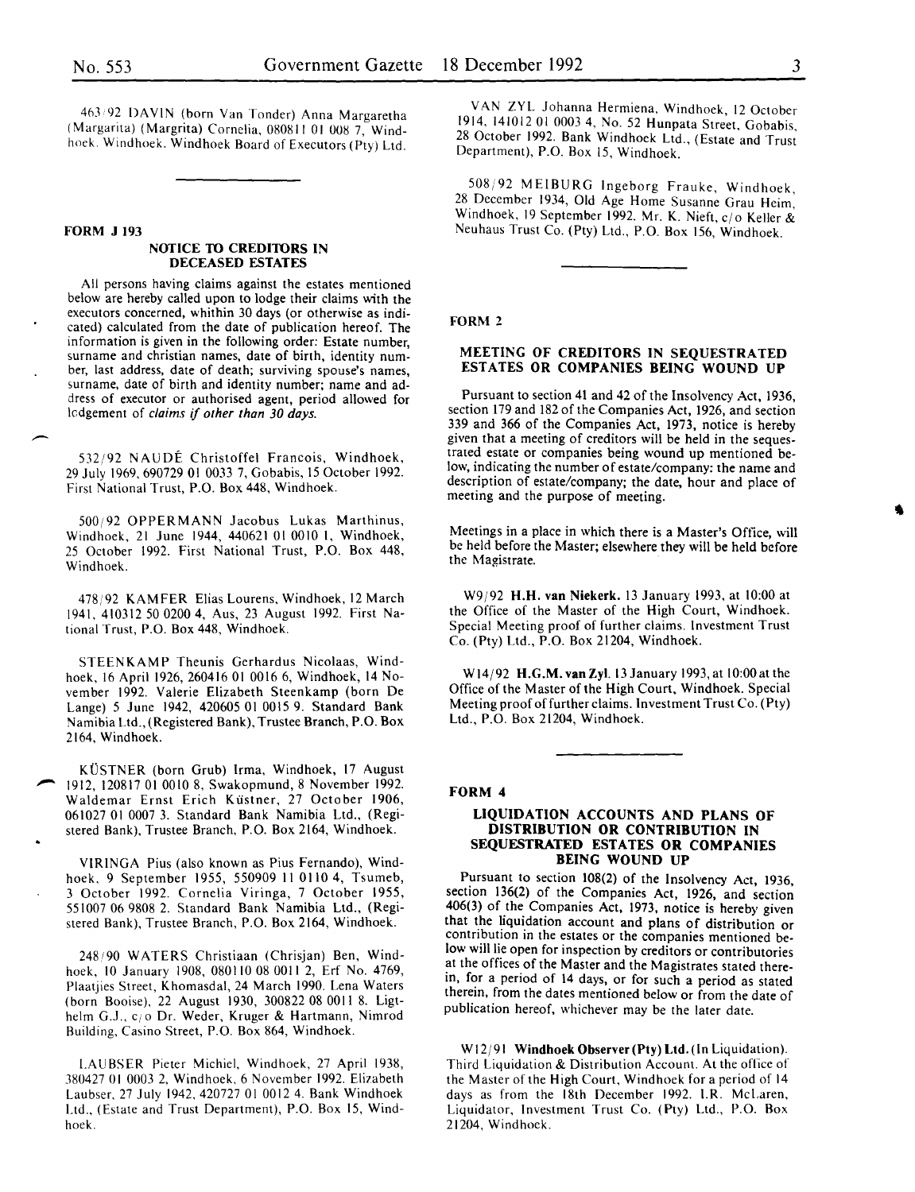463/92 DAVIN (born Van Tonder) Anna Margaretha (Margarita) (Margrita) Cornelia, 080811 01 008 7, Windhoek. Windhoek. Windhoek Board of Executors (Pty) Ltd.

**FORM J 193**

### NOTICE TO CREDITORS IN DECEASED ESTATES

All persons having claims against the estates mentioned below are hereby called upon to lodge their claims with the executors concerned, whithin 30 days (or otherwise as indicated) calculated from the date of publication hereof. The information is given in the following order: Estate number, surname and christian names, date of birth, identity number, last address, date of death; surviving spouse's names, surname, date of birth and identity number; name and address of executor or authorised agent, period allowed for lodgement of *claims if other than 30 days.*

532/92 NAUDÉ Christoffel Francois, Windhoek, 29 July 1969, 690729 01 0033 7, Gobabis, 15 October 1992. First National Trust, P.O. Box 448, Windhoek.

500/92 OPPERMANN Jacobus Lukas Marthinus, Windhoek, 21 June 1944, 440621 01 0010 1, Windhoek, 25 October 1992. First National Trust, P.O. Box 448, Windhoek.

478/92 KAMFER Elias Lourens, Windhoek, 12 March 1941, 410312 50 0200 4, Aus, 23 August 1992. First National Trust, P.O. Box 448, Windhoek.

STEENKAMP Theunis Gerhardus Nicolaas, Windhoek, 16 April 1926, 260416 01 0016 6, Windhoek, 14 November 1992. Valerie Elizabeth Steenkamp (born De Lange) 5 June 1942, 420605 01 0015 9. Standard Bank Namibia Ltd., (Registered Bank), Trustee Branch, P.O. Box 2164, Windhoek.

KÜSTNER (born Grub) Irma, Windhoek, 17 August 1912, 120817 01 0010 8, Swakopmund, 8 November 1992. Waldemar Ernst Erich Küstner, 27 October 1906, 061027 01 0007 3. Standard Bank Namibia Ltd., (Registered Bank), Trustee Branch, P.O. Box 2164, Windhoek.

VIRINGA Pius (also known as Pius Fernando), Windhoek, 9 September 1955, 550909 11 0110 4, Tsumeb, 3 October 1992. Cornelia Viringa, 7 October 1955, 551007 06 9808 2. Standard Bank Namibia Ltd., (Registered Bank), Trustee Branch, P.O. Box 2164, Windhoek.

248/90 WATERS Christiaan (Chrisjan) Ben, Windhoek, 10 January 1908, 080110 08 0011 2, Erf No. 4769, Plaatjies Street, Khomasdal, 24 March 1990. Lena Waters (born Booise), 22 August 1930, 300822 08 0011 8. Ligthelm G.J., c/o Dr. Weder, Kruger & Hartmann, Nimrod Building, Casino Street, P.O. Box 864, Windhoek.

LAUBSER Pieter Michiel, Windhoek, 27 April 1938, 380427 01 0003 2, Windhoek, 6 November 1992. Elizabeth Laubser, 27 July 1942, 420727 01 0012 4. Bank Windhoek Ltd., (Estate and Trust Department), P.O. Box 15, Windhoek.

VAN ZYL Johanna Hermiena, Windhoek, 12 October 1914, 141012 01 0003 4, No. 52 Hunpata Street, Gobabis, 28 October 1992. Bank Windhoek Ltd., (Estate and Trust Department), P.O. Box 15, Windhoek.

508/92 MEIBURG Ingeborg Frauke, Windhoek, 28 December 1934, Old Age Home Susanne Grau Heim, Windhoek, 19 September 1992. Mr. K. Nieft, c/o Keller & Neuhaus Trust Co. (Pty) Ltd., P.O. Box 156, Windhoek.

**FORM 2**

### MEETING OF CREDITORS IN SEQUESTRATED ESTATES OR COMPANIES BEING WOUND UP

Pursuant to section 41 and 42 of the Insolvency Act, 1936, section 179 and 182 of the Companies Act, 1926, and section 339 and 366 of the Companies Act, 1973, notice is hereby given that a meeting of creditors will be held in the sequestrated estate or companies being wound up mentioned below, indicating the number of estate/company: the name and description of estate/company; the date, hour and place of meeting and the purpose of meeting.

Meetings in a place in which there is a Master's Office, will be held before the Master; elsewhere they will be held before the Magistrate.

W9/92 **H.H. van Niekerk.** 13 January 1993, at 10:00 at the Office of the Master of the High Court, Windhoek. Special Meeting proof of further claims. Investment Trust Co. (Pty) Ltd., P.O. Box 21204, Windhoek.

W14/92 **H.G.M. van Zyl.** 13 January 1993, at 10:00 at the Office of the Master of the High Court, Windhoek. Special Meeting proof of further claims. Investment Trust Co. (Pty) Ltd., P.O. Box 21204, Windhoek.

**FORM 4**

### LIQUIDATION ACCOUNTS AND PLANS OF DISTRIBUTION OR CONTRIBUTION IN SEQUESTRATED ESTATES OR COMPANIES BEING WOUND UP

Pursuant to section 108(2) of the Insolvency Act, 1936, section 136(2) of the Companies Act, 1926, and section 406(3) of the Companies Act, 1973, notice is hereby given that the liquidation account and plans of distribution or contribution in the estates or the companies mentioned below will lie open for inspection by creditors or contributories at the offices of the Master and the Magistrates stated therein, for a period of 14 days, or for such a period as stated therein, from the dates mentioned below or from the date of publication hereof, whichever may be the later date.

W12/91 **Windhoek Observer (Pty) Ltd.** (In Liquidation). Third Liquidation & Distribution Account. At the office of the Master of the High Court, Windhoek for a period of 14 days as from the 18th December 1992. I.R. McLaren, Liquidator, Investment Trust Co. (Pty) Ltd., P.O. Box 21204, Windhoek.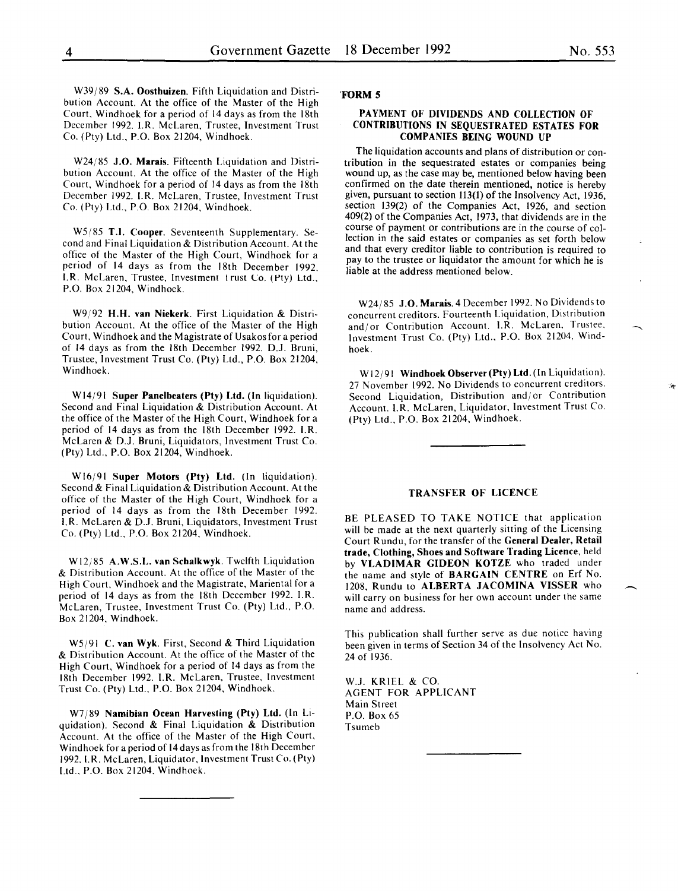W39/89 **S.A. Oosthuizen.** Fifth Liquidation and Distribution Account. At the office of the Master of the High Court, Windhoek for a period of 14 days as from the 18th December 1992. I.R. McLaren, Trustee, Investment Trust Co. (Pty) Ltd., P.O. Box 21204, Windhoek.

W24/85 **J.O. Marais.** Fifteenth Liquidation and Distribution Account. At the office of the Master of the High Court, Windhoek for a period of 14 days as from the 18th December 1992. I.R. McLaren, Trustee, Investment Trust Co. (Pty) Ltd., P.O. Box 21204, Windhoek.

W5/85 **T.I. Cooper.** Seventeenth Supplementary. Second and Final Liquidation & Distribution Account. At the office of the Master of the High Court, Windhoek for a period of 14 days as from the 18th December 1992. I.R. McLaren, Trustee, Investment Trust Co. (Pty) Ltd., P.O. Box 21204, Windhoek.

W9/92 **H.H. van Niekerk.** First Liquidation & Distribution Account. At the office of the Master of the High Court, Windhoek and the Magistrate of Usakos for a period of 14 days as from the 18th December 1992. D.J. Bruni, Trustee, Investment Trust Co. (Pty) Ltd., P.O. Box 21204, Windhoek.

W14/91 **Super Panelbeaters (Pty) Ltd. (In** liquidation). Second and Final Liquidation & Distribution Account. At the office of the Master of the High Court, Windhoek for a period of 14 days as from the 18th December 1992. I.R. McLaren & D.J. Bruni, Liquidators, Investment Trust Co. (Pty) Ltd., P.O. Box 21204, Windhoek.

W16/91 **Super Motors (Pty) Ltd.** (In liquidation). Second & Final Liquidation & Distribution Account. At the office of the Master of the High Court, Windhoek for a period of 14 days as from the 18th December 1992. I.R. McLaren & D.J. Bruni, Liquidators, Investment Trust Co. (Pty) Ltd., P.O. Box 21204, Windhoek.

W12/85 **A.W.S.L. van Schalkwyk.** Twelfth Liquidation & Distribution Account. At the office of the Master of the High Court, Windhoek and the Magistrate, Mariental for a period of 14 days as from the 18th December 1992. I.R. McLaren, Trustee, Investment Trust Co. (Pty) Ltd., P.O. Box 21204, Windhoek.

W5/91 **C. van Wyk.** First, Second & Third Liquidation & Distribution Account. At the office of the Master of the High Court, Windhoek for a period of 14 days as from the 18th December 1992. I.R. McLaren, Trustee, Investment Trust Co. (Pty) Ltd., P.O. Box 21204, Windhoek.

W7/89 **Namibian Ocean Harvesting (Pty) Ltd.** (In Liquidation). Second & Final Liquidation & Distribution Account. At the office of the Master of the High Court, Windhoek for a period of 14 days as from the 18th December 1992. I.R. McLaren, Liquidator, Investment Trust Co. (Pty) Ltd., P.O. Box 21204, Windhoek.

---

**FORM 5**

### PAYMENT OF DIVIDENDS AND COLLECTION OF CONTRIBUTIONS IN SEQUESTRATED ESTATES FOR COMPANIES BEING WOUND UP

The liquidation accounts and plans of distribution or contribution in the sequestrated estates or companies being wound up, as the case may be, mentioned below having been confirmed on the date therein mentioned, notice is hereby given, pursuant to section 113(1) of the Insolvency Act, 1936, section 139(2) of the Companies Act, 1926, and section 409(2) of the Companies Act, 1973, that dividends are in the course of payment or contributions are in the course of collection in the said estates or companies as set forth below and that every creditor liable to contribution is required to pay to the trustee or liquidator the amount for which he is liable at the address mentioned below.

W24/85 **J.O. Marais.** 4 December 1992. No Dividends to concurrent creditors. Fourteenth Liquidation, Distribution and/or Contribution Account. I.R. McLaren, Trustee, Investment Trust Co. (Pty) Ltd., P.O. Box 21204, Windhoek.

W12/91 **Windhoek Observer (Pty) Ltd.** (In Liquidation). 27 November 1992. No Dividends to concurrent creditors. Second Liquidation, Distribution and/or Contribution Account. I.R. McLaren, Liquidator, Investment Trust Co. (Pty) Ltd., P.O. Box 21204, Windhoek.

---

### TRANSFER OF LICENCE

BE PLEASED TO TAKE NOTICE that application will be made at the next quarterly sitting of the Licensing Court Rundu, for the transfer of the **General Dealer, Retail trade, Clothing, Shoes and Software Trading Licence**, held by **VLADIMAR GIDEON KOTZE** who traded under the name and style of **BARGAIN CENTRE** on Erf No. 1208, Rundu to **ALBERTA JACOMINA VISSER** who will carry on business for her own account under the same name and address.

This publication shall further serve as due notice having been given in terms of Section 34 of the Insolvency Act No. 24 of 1936.

W.J. KRIEL & CO.
AGENT FOR APPLICANT
Main Street
P.O. Box 65
Tsumeb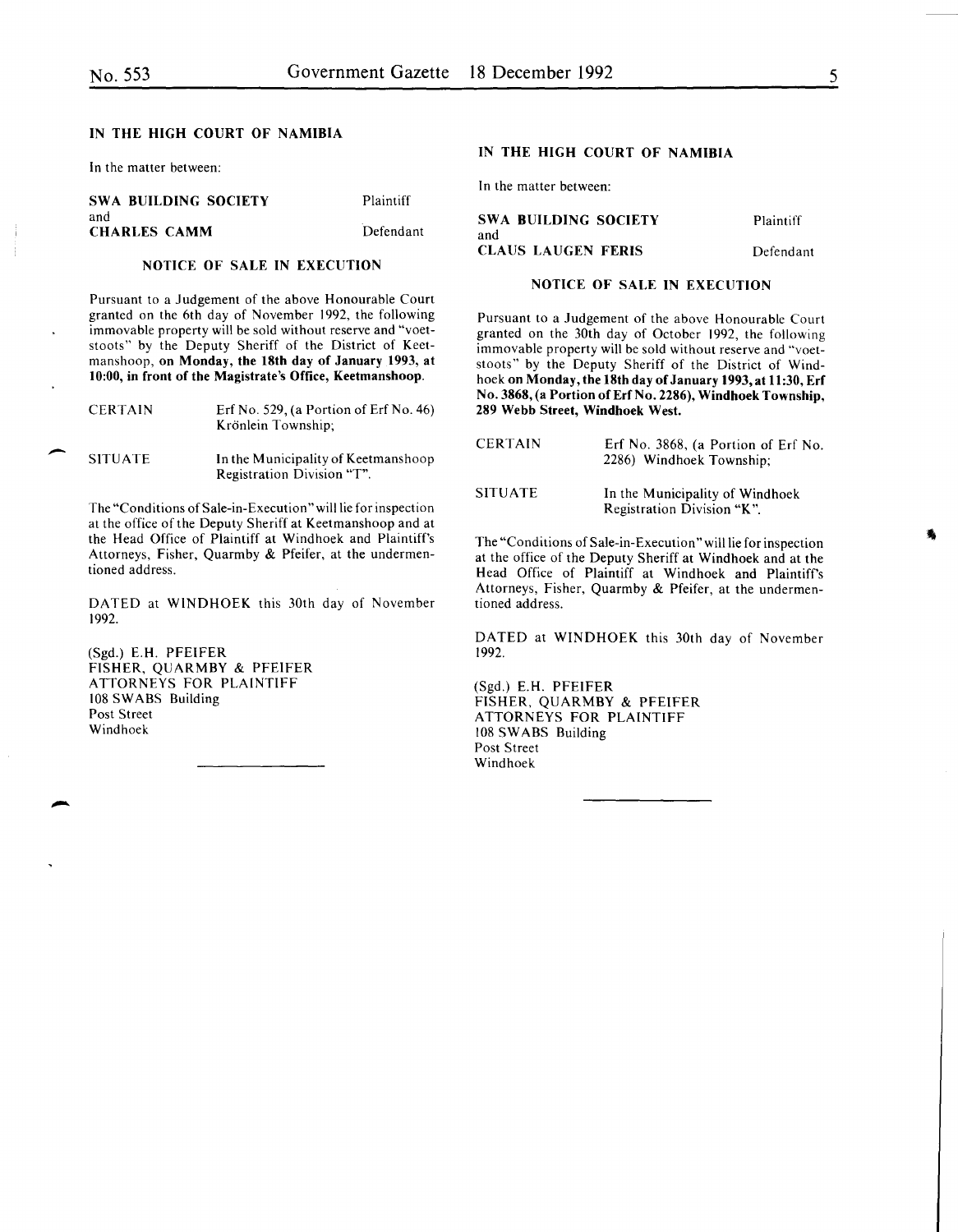## IN THE HIGH COURT OF NAMIBIA

In the matter between:

| | |
|---|---|
| **SWA BUILDING SOCIETY** | Plaintiff |
| and | |
| **CHARLES CAMM** | Defendant |

### NOTICE OF SALE IN EXECUTION

Pursuant to a Judgement of the above Honourable Court granted on the 6th day of November 1992, the following immovable property will be sold without reserve and "voetstoots" by the Deputy Sheriff of the District of Keetmanshoop, **on Monday, the 18th day of January 1993, at 10:00, in front of the Magistrate's Office, Keetmanshoop.**

| | |
|---|---|
| CERTAIN | Erf No. 529, (a Portion of Erf No. 46) Krönlein Township; |
| SITUATE | In the Municipality of Keetmanshoop Registration Division "T". |

The "Conditions of Sale-in-Execution" will lie for inspection at the office of the Deputy Sheriff at Keetmanshoop and at the Head Office of Plaintiff at Windhoek and Plaintiff's Attorneys, Fisher, Quarmby & Pfeifer, at the undermentioned address.

DATED at WINDHOEK this 30th day of November 1992.

(Sgd.) E.H. PFEIFER
FISHER, QUARMBY & PFEIFER
ATTORNEYS FOR PLAINTIFF
108 SWABS Building
Post Street
Windhoek

---

## IN THE HIGH COURT OF NAMIBIA

In the matter between:

| | |
|---|---|
| **SWA BUILDING SOCIETY** | Plaintiff |
| and | |
| **CLAUS LAUGEN FERIS** | Defendant |

### NOTICE OF SALE IN EXECUTION

Pursuant to a Judgement of the above Honourable Court granted on the 30th day of October 1992, the following immovable property will be sold without reserve and "voetstoots" by the Deputy Sheriff of the District of Windhoek **on Monday, the 18th day of January 1993, at 11:30, Erf No. 3868, (a Portion of Erf No. 2286), Windhoek Township, 289 Webb Street, Windhoek West.**

| | |
|---|---|
| CERTAIN | Erf No. 3868, (a Portion of Erf No. 2286) Windhoek Township; |
| SITUATE | In the Municipality of Windhoek Registration Division "K". |

The "Conditions of Sale-in-Execution" will lie for inspection at the office of the Deputy Sheriff at Windhoek and at the Head Office of Plaintiff at Windhoek and Plaintiff's Attorneys, Fisher, Quarmby & Pfeifer, at the undermentioned address.

DATED at WINDHOEK this 30th day of November 1992.

(Sgd.) E.H. PFEIFER
FISHER, QUARMBY & PFEIFER
ATTORNEYS FOR PLAINTIFF
108 SWABS Building
Post Street
Windhoek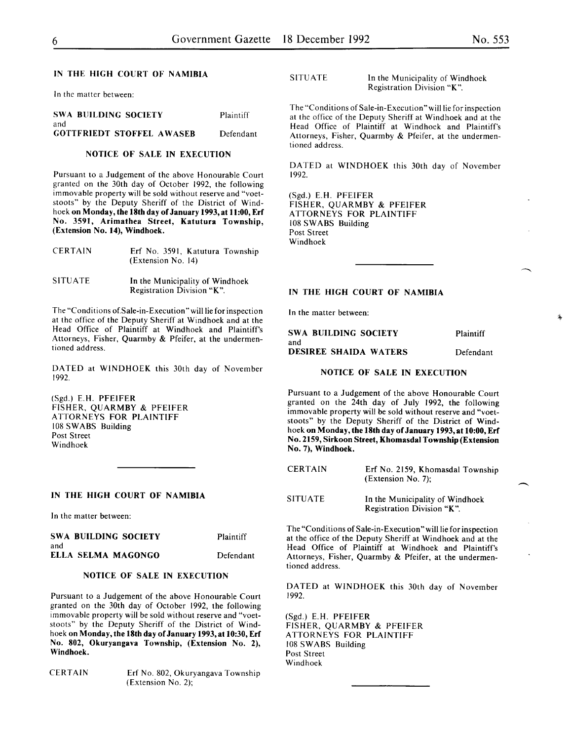## IN THE HIGH COURT OF NAMIBIA

In the matter between:

| | |
|---|---|
| **SWA BUILDING SOCIETY** | Plaintiff |
| and | |
| **GOTTFRIEDT STOFFEL AWASEB** | Defendant |

### NOTICE OF SALE IN EXECUTION

Pursuant to a Judgement of the above Honourable Court granted on the 30th day of October 1992, the following immovable property will be sold without reserve and "voetstoots" by the Deputy Sheriff of the District of Windhoek **on Monday, the 18th day of January 1993, at 11:00, Erf No. 3591, Arimathea Street, Katutura Township, (Extension No. 14), Windhoek.**

| | |
|---|---|
| CERTAIN | Erf No. 3591, Katutura Township (Extension No. 14) |
| SITUATE | In the Municipality of Windhoek Registration Division "K". |

The "Conditions of Sale-in-Execution" will lie for inspection at the office of the Deputy Sheriff at Windhoek and at the Head Office of Plaintiff at Windhoek and Plaintiff's Attorneys, Fisher, Quarmby & Pfeifer, at the undermentioned address.

DATED at WINDHOEK this 30th day of November 1992.

(Sgd.) E.H. PFEIFER
FISHER, QUARMBY & PFEIFER
ATTORNEYS FOR PLAINTIFF
108 SWABS Building
Post Street
Windhoek

---

## IN THE HIGH COURT OF NAMIBIA

In the matter between:

| | |
|---|---|
| **SWA BUILDING SOCIETY** | Plaintiff |
| and | |
| **ELLA SELMA MAGONGO** | Defendant |

### NOTICE OF SALE IN EXECUTION

Pursuant to a Judgement of the above Honourable Court granted on the 30th day of October 1992, the following immovable property will be sold without reserve and "voetstoots" by the Deputy Sheriff of the District of Windhoek **on Monday, the 18th day of January 1993, at 10:30, Erf No. 802, Okuryangava Township, (Extension No. 2), Windhoek.**

| | |
|---|---|
| CERTAIN | Erf No. 802, Okuryangava Township (Extension No. 2); |
| SITUATE | In the Municipality of Windhoek Registration Division "K". |

The "Conditions of Sale-in-Execution" will lie for inspection at the office of the Deputy Sheriff at Windhoek and at the Head Office of Plaintiff at Windhoek and Plaintiff's Attorneys, Fisher, Quarmby & Pfeifer, at the undermentioned address.

DATED at WINDHOEK this 30th day of November 1992.

(Sgd.) E.H. PFEIFER
FISHER, QUARMBY & PFEIFER
ATTORNEYS FOR PLAINTIFF
108 SWABS Building
Post Street
Windhoek

---

## IN THE HIGH COURT OF NAMIBIA

In the matter between:

| | |
|---|---|
| **SWA BUILDING SOCIETY** | Plaintiff |
| and | |
| **DESIREE SHAIDA WATERS** | Defendant |

### NOTICE OF SALE IN EXECUTION

Pursuant to a Judgement of the above Honourable Court granted on the 24th day of July 1992, the following immovable property will be sold without reserve and "voetstoots" by the Deputy Sheriff of the District of Windhoek **on Monday, the 18th day of January 1993, at 10:00, Erf No. 2159, Sirkoon Street, Khomasdal Township (Extension No. 7), Windhoek.**

| | |
|---|---|
| CERTAIN | Erf No. 2159, Khomasdal Township (Extension No. 7); |
| SITUATE | In the Municipality of Windhoek Registration Division "K". |

The "Conditions of Sale-in-Execution" will lie for inspection at the office of the Deputy Sheriff at Windhoek and at the Head Office of Plaintiff at Windhoek and Plaintiff's Attorneys, Fisher, Quarmby & Pfeifer, at the undermentioned address.

DATED at WINDHOEK this 30th day of November 1992.

(Sgd.) E.H. PFEIFER
FISHER, QUARMBY & PFEIFER
ATTORNEYS FOR PLAINTIFF
108 SWABS Building
Post Street
Windhoek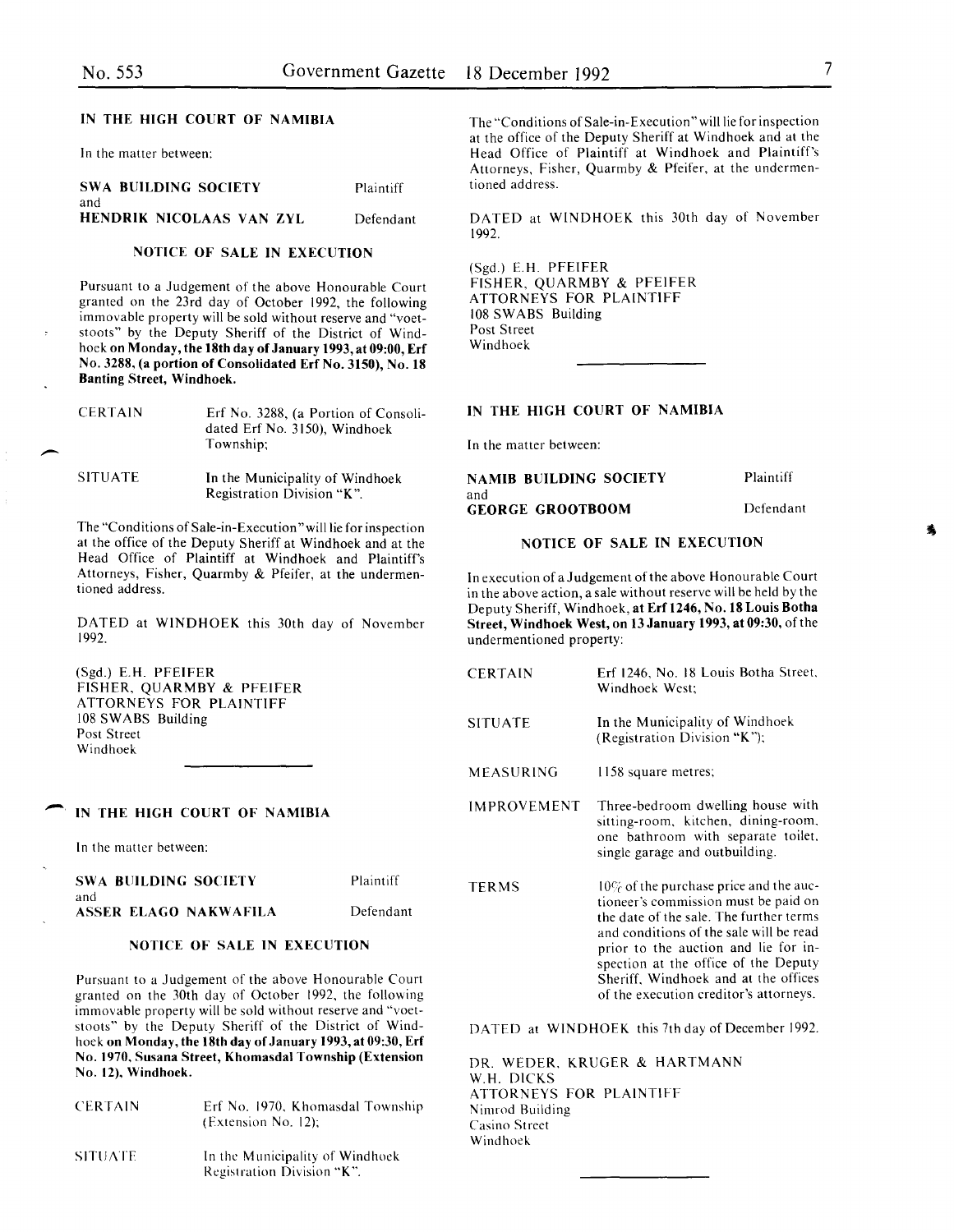## IN THE HIGH COURT OF NAMIBIA

In the matter between:

| | |
|---|---|
| **SWA BUILDING SOCIETY** | Plaintiff |
| and | |
| **HENDRIK NICOLAAS VAN ZYL** | Defendant |

### NOTICE OF SALE IN EXECUTION

Pursuant to a Judgement of the above Honourable Court granted on the 23rd day of October 1992, the following immovable property will be sold without reserve and "voetstoots" by the Deputy Sheriff of the District of Windhoek **on Monday, the 18th day of January 1993, at 09:00, Erf No. 3288, (a portion of Consolidated Erf No. 3150), No. 18 Banting Street, Windhoek.**

| | |
|---|---|
| CERTAIN | Erf No. 3288, (a Portion of Consolidated Erf No. 3150), Windhoek Township; |
| SITUATE | In the Municipality of Windhoek Registration Division "K". |

The "Conditions of Sale-in-Execution" will lie for inspection at the office of the Deputy Sheriff at Windhoek and at the Head Office of Plaintiff at Windhoek and Plaintiff's Attorneys, Fisher, Quarmby & Pfeifer, at the undermentioned address.

DATED at WINDHOEK this 30th day of November 1992.

(Sgd.) E.H. PFEIFER
FISHER, QUARMBY & PFEIFER
ATTORNEYS FOR PLAINTIFF
108 SWABS Building
Post Street
Windhoek

---

## IN THE HIGH COURT OF NAMIBIA

In the matter between:

| | |
|---|---|
| **SWA BUILDING SOCIETY** | Plaintiff |
| and | |
| **ASSER ELAGO NAKWAFILA** | Defendant |

### NOTICE OF SALE IN EXECUTION

Pursuant to a Judgement of the above Honourable Court granted on the 30th day of October 1992, the following immovable property will be sold without reserve and "voetstoots" by the Deputy Sheriff of the District of Windhoek **on Monday, the 18th day of January 1993, at 09:30, Erf No. 1970, Susana Street, Khomasdal Township (Extension No. 12), Windhoek.**

| | |
|---|---|
| CERTAIN | Erf No. 1970, Khomasdal Township (Extension No. 12); |
| SITUATE | In the Municipality of Windhoek Registration Division "K". |

The "Conditions of Sale-in-Execution" will lie for inspection at the office of the Deputy Sheriff at Windhoek and at the Head Office of Plaintiff at Windhoek and Plaintiff's Attorneys, Fisher, Quarmby & Pfeifer, at the undermentioned address.

DATED at WINDHOEK this 30th day of November 1992.

(Sgd.) E.H. PFEIFER
FISHER, QUARMBY & PFEIFER
ATTORNEYS FOR PLAINTIFF
108 SWABS Building
Post Street
Windhoek

---

## IN THE HIGH COURT OF NAMIBIA

In the matter between:

| | |
|---|---|
| **NAMIB BUILDING SOCIETY** | Plaintiff |
| and | |
| **GEORGE GROOTBOOM** | Defendant |

### NOTICE OF SALE IN EXECUTION

In execution of a Judgement of the above Honourable Court in the above action, a sale without reserve will be held by the Deputy Sheriff, Windhoek, **at Erf 1246, No. 18 Louis Botha Street, Windhoek West, on 13 January 1993, at 09:30,** of the undermentioned property:

| | |
|---|---|
| CERTAIN | Erf 1246, No. 18 Louis Botha Street, Windhoek West; |
| SITUATE | In the Municipality of Windhoek (Registration Division "K"); |
| MEASURING | 1158 square metres; |
| IMPROVEMENT | Three-bedroom dwelling house with sitting-room, kitchen, dining-room, one bathroom with separate toilet, single garage and outbuilding. |
| TERMS | 10% of the purchase price and the auctioneer's commission must be paid on the date of the sale. The further terms and conditions of the sale will be read prior to the auction and lie for inspection at the office of the Deputy Sheriff, Windhoek and at the offices of the execution creditor's attorneys. |

DATED at WINDHOEK this 7th day of December 1992.

DR. WEDER, KRUGER & HARTMANN
W.H. DICKS
ATTORNEYS FOR PLAINTIFF
Nimrod Building
Casino Street
Windhoek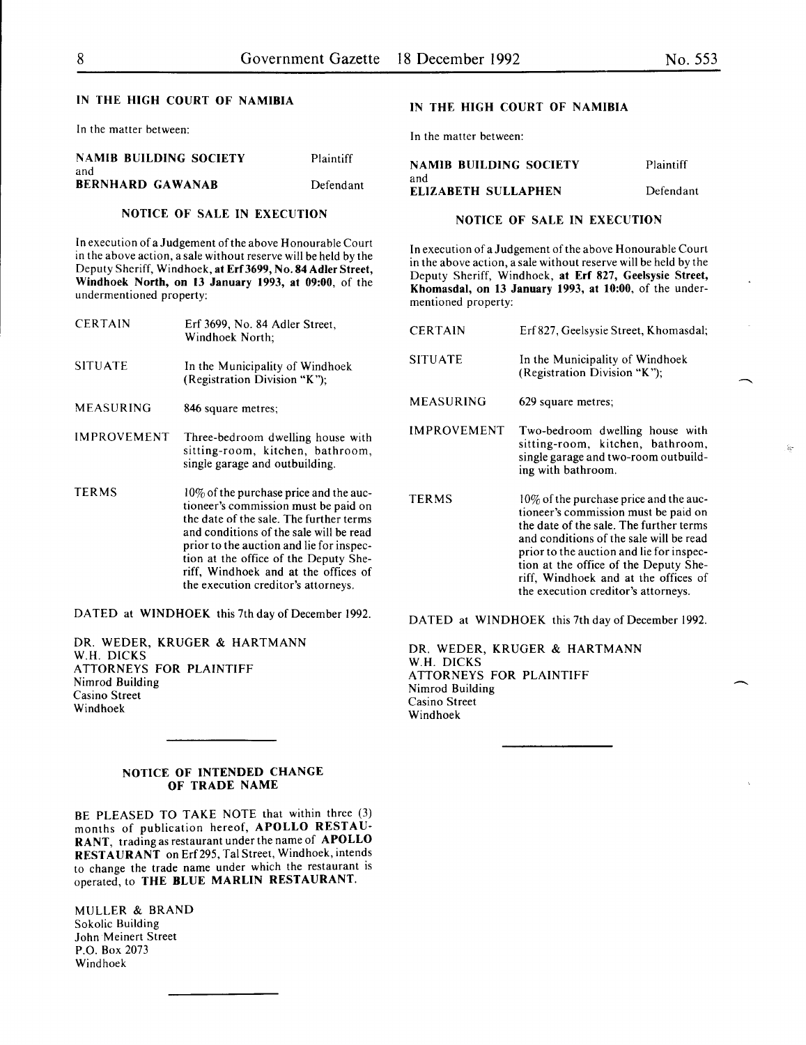## IN THE HIGH COURT OF NAMIBIA

In the matter between:

| | |
|---|---|
| **NAMIB BUILDING SOCIETY** | Plaintiff |
| and | |
| **BERNHARD GAWANAB** | Defendant |

### NOTICE OF SALE IN EXECUTION

In execution of a Judgement of the above Honourable Court in the above action, a sale without reserve will be held by the Deputy Sheriff, Windhoek, **at Erf 3699, No. 84 Adler Street, Windhoek North, on 13 January 1993, at 09:00**, of the undermentioned property:

| | |
|---|---|
| CERTAIN | Erf 3699, No. 84 Adler Street, Windhoek North; |
| SITUATE | In the Municipality of Windhoek (Registration Division "K"); |
| MEASURING | 846 square metres; |
| IMPROVEMENT | Three-bedroom dwelling house with sitting-room, kitchen, bathroom, single garage and outbuilding. |
| TERMS | 10% of the purchase price and the auctioneer's commission must be paid on the date of the sale. The further terms and conditions of the sale will be read prior to the auction and lie for inspection at the office of the Deputy Sheriff, Windhoek and at the offices of the execution creditor's attorneys. |

DATED at WINDHOEK this 7th day of December 1992.

DR. WEDER, KRUGER & HARTMANN
W.H. DICKS
ATTORNEYS FOR PLAINTIFF
Nimrod Building
Casino Street
Windhoek

---

### NOTICE OF INTENDED CHANGE OF TRADE NAME

BE PLEASED TO TAKE NOTE that within three (3) months of publication hereof, **APOLLO RESTAURANT**, trading as restaurant under the name of **APOLLO RESTAURANT** on Erf 295, Tal Street, Windhoek, intends to change the trade name under which the restaurant is operated, to **THE BLUE MARLIN RESTAURANT**.

MULLER & BRAND
Sokolic Building
John Meinert Street
P.O. Box 2073
Windhoek

---

## IN THE HIGH COURT OF NAMIBIA

In the matter between:

| | |
|---|---|
| **NAMIB BUILDING SOCIETY** | Plaintiff |
| and | |
| **ELIZABETH SULLAPHEN** | Defendant |

### NOTICE OF SALE IN EXECUTION

In execution of a Judgement of the above Honourable Court in the above action, a sale without reserve will be held by the Deputy Sheriff, Windhoek, **at Erf 827, Geelsysie Street, Khomasdal, on 13 January 1993, at 10:00**, of the undermentioned property:

| | |
|---|---|
| CERTAIN | Erf 827, Geelsysie Street, Khomasdal; |
| SITUATE | In the Municipality of Windhoek (Registration Division "K"); |
| MEASURING | 629 square metres; |
| IMPROVEMENT | Two-bedroom dwelling house with sitting-room, kitchen, bathroom, single garage and two-room outbuilding with bathroom. |
| TERMS | 10% of the purchase price and the auctioneer's commission must be paid on the date of the sale. The further terms and conditions of the sale will be read prior to the auction and lie for inspection at the office of the Deputy Sheriff, Windhoek and at the offices of the execution creditor's attorneys. |

DATED at WINDHOEK this 7th day of December 1992.

DR. WEDER, KRUGER & HARTMANN
W.H. DICKS
ATTORNEYS FOR PLAINTIFF
Nimrod Building
Casino Street
Windhoek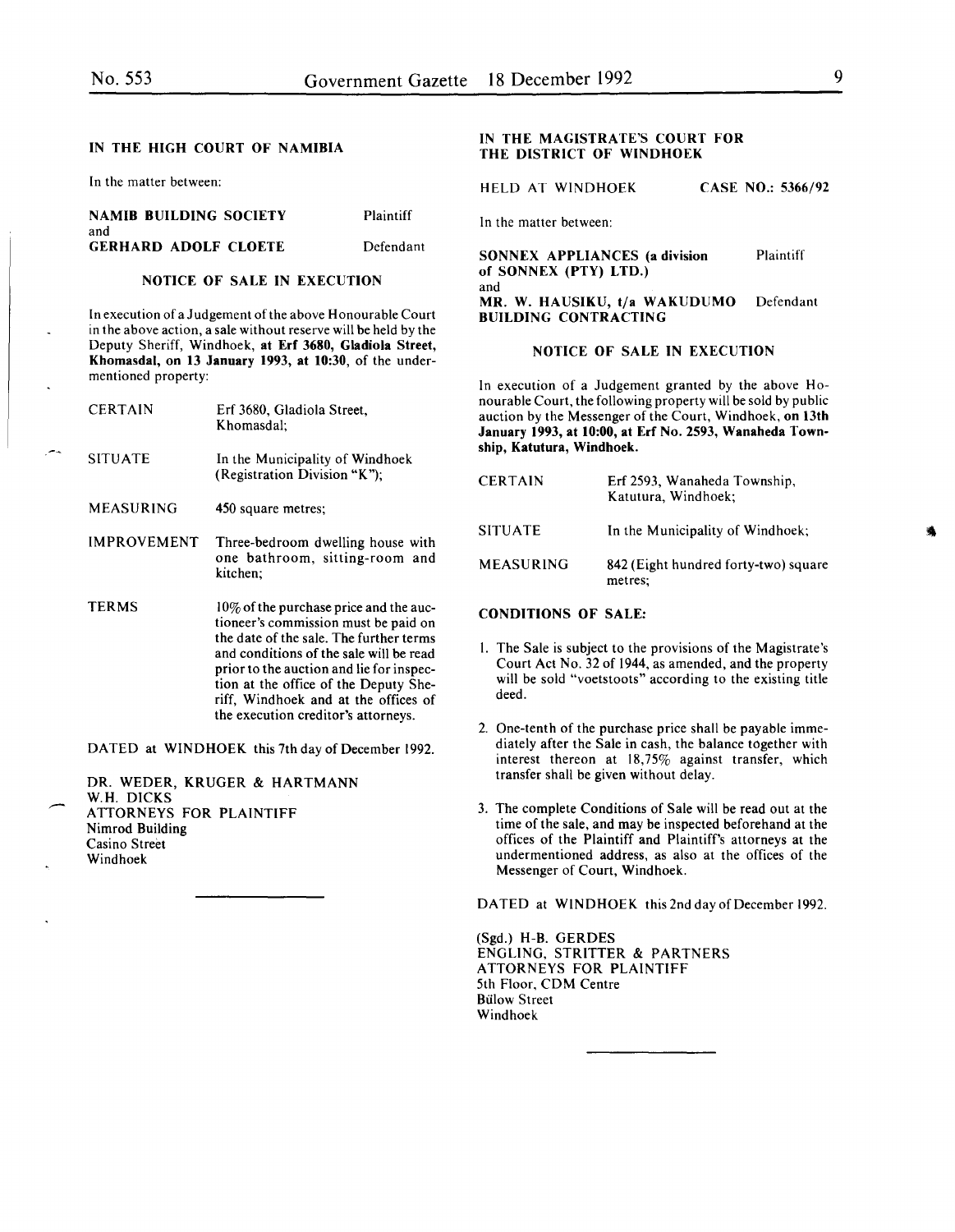### IN THE HIGH COURT OF NAMIBIA

In the matter between:

| | |
|---|---|
| **NAMIB BUILDING SOCIETY** | Plaintiff |
| and | |
| **GERHARD ADOLF CLOETE** | Defendant |

#### NOTICE OF SALE IN EXECUTION

In execution of a Judgement of the above Honourable Court in the above action, a sale without reserve will be held by the Deputy Sheriff, Windhoek, **at Erf 3680, Gladiola Street, Khomasdal, on 13 January 1993, at 10:30**, of the undermentioned property:

| | |
|---|---|
| CERTAIN | Erf 3680, Gladiola Street, Khomasdal; |
| SITUATE | In the Municipality of Windhoek (Registration Division "K"); |
| MEASURING | 450 square metres; |
| IMPROVEMENT | Three-bedroom dwelling house with one bathroom, sitting-room and kitchen; |
| TERMS | 10% of the purchase price and the auctioneer's commission must be paid on the date of the sale. The further terms and conditions of the sale will be read prior to the auction and lie for inspection at the office of the Deputy Sheriff, Windhoek and at the offices of the execution creditor's attorneys. |

DATED at WINDHOEK this 7th day of December 1992.

DR. WEDER, KRUGER & HARTMANN
W.H. DICKS
ATTORNEYS FOR PLAINTIFF
Nimrod Building
Casino Street
Windhoek

---

### IN THE MAGISTRATE'S COURT FOR THE DISTRICT OF WINDHOEK

HELD AT WINDHOEK — **CASE NO.: 5366/92**

In the matter between:

| | |
|---|---|
| **SONNEX APPLIANCES (a division of SONNEX (PTY) LTD.)** | Plaintiff |
| and | |
| **MR. W. HAUSIKU, t/a WAKUDUMO BUILDING CONTRACTING** | Defendant |

#### NOTICE OF SALE IN EXECUTION

In execution of a Judgement granted by the above Honourable Court, the following property will be sold by public auction by the Messenger of the Court, Windhoek, **on 13th January 1993, at 10:00, at Erf No. 2593, Wanaheda Township, Katutura, Windhoek.**

| | |
|---|---|
| CERTAIN | Erf 2593, Wanaheda Township, Katutura, Windhoek; |
| SITUATE | In the Municipality of Windhoek; |
| MEASURING | 842 (Eight hundred forty-two) square metres; |

**CONDITIONS OF SALE:**

1. The Sale is subject to the provisions of the Magistrate's Court Act No. 32 of 1944, as amended, and the property will be sold "voetstoots" according to the existing title deed.
2. One-tenth of the purchase price shall be payable immediately after the Sale in cash, the balance together with interest thereon at 18,75% against transfer, which transfer shall be given without delay.
3. The complete Conditions of Sale will be read out at the time of the sale, and may be inspected beforehand at the offices of the Plaintiff and Plaintiff's attorneys at the undermentioned address, as also at the offices of the Messenger of Court, Windhoek.

DATED at WINDHOEK this 2nd day of December 1992.

(Sgd.) H-B. GERDES
ENGLING, STRITTER & PARTNERS
ATTORNEYS FOR PLAINTIFF
5th Floor, CDM Centre
Bülow Street
Windhoek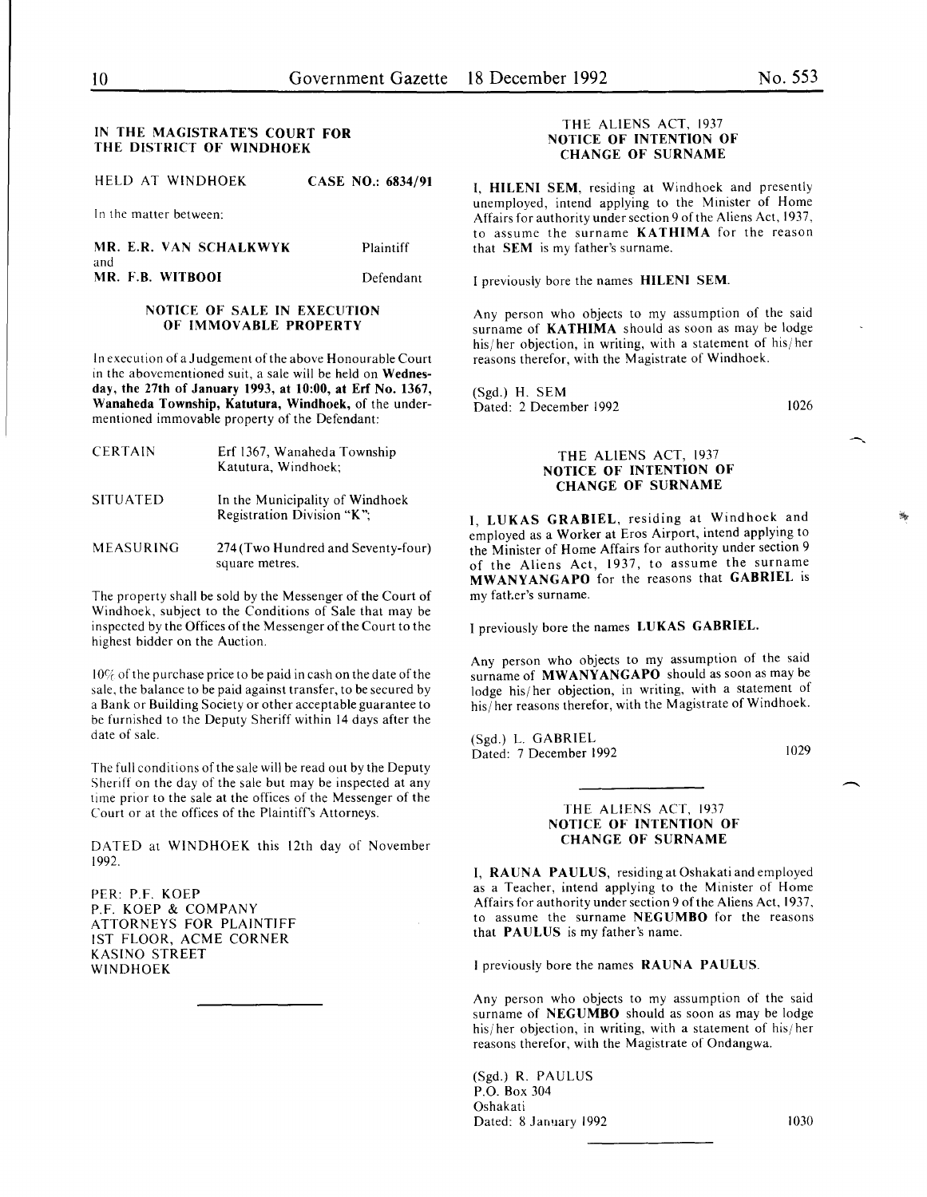## IN THE MAGISTRATE'S COURT FOR THE DISTRICT OF WINDHOEK

HELD AT WINDHOEK **CASE NO.: 6834/91**

In the matter between:

**MR. E.R. VAN SCHALKWYK** Plaintiff

and

**MR. F.B. WITBOOI** Defendant

### NOTICE OF SALE IN EXECUTION OF IMMOVABLE PROPERTY

In execution of a Judgement of the above Honourable Court in the abovementioned suit, a sale will be held on **Wednesday, the 27th of January 1993, at 10:00, at Erf No. 1367, Wanaheda Township, Katutura, Windhoek,** of the undermentioned immovable property of the Defendant:

| | |
|---|---|
| CERTAIN | Erf 1367, Wanaheda Township Katutura, Windhoek; |
| SITUATED | In the Municipality of Windhoek Registration Division "K"; |
| MEASURING | 274 (Two Hundred and Seventy-four) square metres. |

The property shall be sold by the Messenger of the Court of Windhoek, subject to the Conditions of Sale that may be inspected by the Offices of the Messenger of the Court to the highest bidder on the Auction.

10% of the purchase price to be paid in cash on the date of the sale, the balance to be paid against transfer, to be secured by a Bank or Building Society or other acceptable guarantee to be furnished to the Deputy Sheriff within 14 days after the date of sale.

The full conditions of the sale will be read out by the Deputy Sheriff on the day of the sale but may be inspected at any time prior to the sale at the offices of the Messenger of the Court or at the offices of the Plaintiff's Attorneys.

DATED at WINDHOEK this 12th day of November 1992.

PER: P.F. KOEP
P.F. KOEP & COMPANY
ATTORNEYS FOR PLAINTIFF
1ST FLOOR, ACME CORNER
KASINO STREET
WINDHOEK

---

### THE ALIENS ACT, 1937
### NOTICE OF INTENTION OF CHANGE OF SURNAME

I, **HILENI SEM**, residing at Windhoek and presently unemployed, intend applying to the Minister of Home Affairs for authority under section 9 of the Aliens Act, 1937, to assume the surname **KATHIMA** for the reason that **SEM** is my father's surname.

I previously bore the names **HILENI SEM**.

Any person who objects to my assumption of the said surname of **KATHIMA** should as soon as may be lodge his/her objection, in writing, with a statement of his/her reasons therefor, with the Magistrate of Windhoek.

(Sgd.) H. SEM
Dated: 2 December 1992

1026

---

### THE ALIENS ACT, 1937
### NOTICE OF INTENTION OF CHANGE OF SURNAME

I, **LUKAS GRABIEL**, residing at Windhoek and employed as a Worker at Eros Airport, intend applying to the Minister of Home Affairs for authority under section 9 of the Aliens Act, 1937, to assume the surname **MWANYANGAPO** for the reasons that **GABRIEL** is my father's surname.

I previously bore the names **LUKAS GABRIEL**.

Any person who objects to my assumption of the said surname of **MWANYANGAPO** should as soon as may be lodge his/her objection, in writing, with a statement of his/her reasons therefor, with the Magistrate of Windhoek.

(Sgd.) L. GABRIEL
Dated: 7 December 1992

1029

---

### THE ALIENS ACT, 1937
### NOTICE OF INTENTION OF CHANGE OF SURNAME

I, **RAUNA PAULUS**, residing at Oshakati and employed as a Teacher, intend applying to the Minister of Home Affairs for authority under section 9 of the Aliens Act, 1937, to assume the surname **NEGUMBO** for the reasons that **PAULUS** is my father's name.

I previously bore the names **RAUNA PAULUS**.

Any person who objects to my assumption of the said surname of **NEGUMBO** should as soon as may be lodge his/her objection, in writing, with a statement of his/her reasons therefor, with the Magistrate of Ondangwa.

(Sgd.) R. PAULUS
P.O. Box 304
Oshakati
Dated: 8 January 1992

1030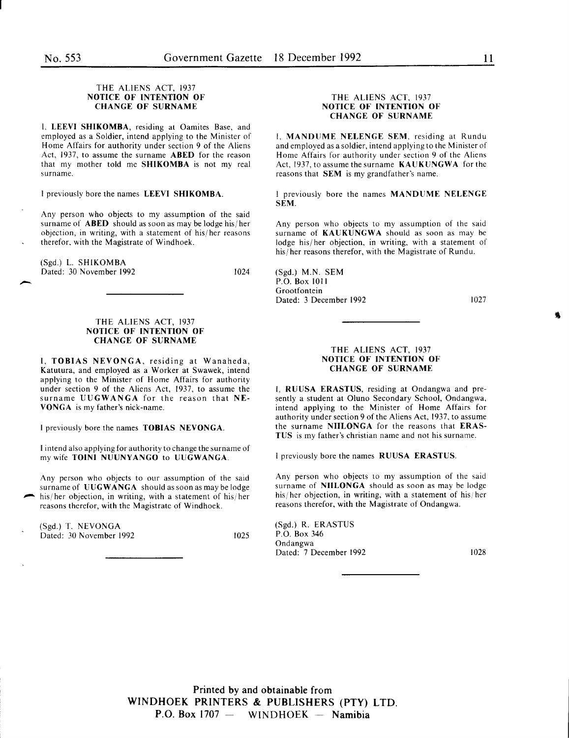### THE ALIENS ACT, 1937
### NOTICE OF INTENTION OF CHANGE OF SURNAME

I, **LEEVI SHIKOMBA**, residing at Oamites Base, and employed as a Soldier, intend applying to the Minister of Home Affairs for authority under section 9 of the Aliens Act, 1937, to assume the surname **ABED** for the reason that my mother told me **SHIKOMBA** is not my real surname.

I previously bore the names **LEEVI SHIKOMBA**.

Any person who objects to my assumption of the said surname of **ABED** should as soon as may be lodge his/her objection, in writing, with a statement of his/her reasons therefor, with the Magistrate of Windhoek.

(Sgd.) L. SHIKOMBA
Dated: 30 November 1992

1024

---

### THE ALIENS ACT, 1937
### NOTICE OF INTENTION OF CHANGE OF SURNAME

I, **TOBIAS NEVONGA**, residing at Wanaheda, Katutura, and employed as a Worker at Swawek, intend applying to the Minister of Home Affairs for authority under section 9 of the Aliens Act, 1937, to assume the surname **UUGWANGA** for the reason that **NEVONGA** is my father's nick-name.

I previously bore the names **TOBIAS NEVONGA**.

I intend also applying for authority to change the surname of my wife **TOINI NUUNYANGO** to **UUGWANGA**.

Any person who objects to our assumption of the said surname of **UUGWANGA** should as soon as may be lodge his/her objection, in writing, with a statement of his/her reasons therefor, with the Magistrate of Windhoek.

(Sgd.) T. NEVONGA
Dated: 30 November 1992

1025

---

### THE ALIENS ACT, 1937
### NOTICE OF INTENTION OF CHANGE OF SURNAME

I, **MANDUME NELENGE SEM**, residing at Rundu and employed as a soldier, intend applying to the Minister of Home Affairs for authority under section 9 of the Aliens Act, 1937, to assume the surname **KAUKUNGWA** for the reasons that **SEM** is my grandfather's name.

I previously bore the names **MANDUME NELENGE SEM**.

Any person who objects to my assumption of the said surname of **KAUKUNGWA** should as soon as may be lodge his/her objection, in writing, with a statement of his/her reasons therefor, with the Magistrate of Rundu.

(Sgd.) M.N. SEM
P.O. Box 1011
Grootfontein
Dated: 3 December 1992

1027

---

### THE ALIENS ACT, 1937
### NOTICE OF INTENTION OF CHANGE OF SURNAME

I, **RUUSA ERASTUS**, residing at Ondangwa and presently a student at Oluno Secondary School, Ondangwa, intend applying to the Minister of Home Affairs for authority under section 9 of the Aliens Act, 1937, to assume the surname **NIILONGA** for the reasons that **ERASTUS** is my father's christian name and not his surname.

I previously bore the names **RUUSA ERASTUS**.

Any person who objects to my assumption of the said surname of **NIILONGA** should as soon as may be lodge his/her objection, in writing, with a statement of his/her reasons therefor, with the Magistrate of Ondangwa.

(Sgd.) R. ERASTUS
P.O. Box 346
Ondangwa
Dated: 7 December 1992

1028

---

**Printed by and obtainable from**
**WINDHOEK PRINTERS & PUBLISHERS (PTY) LTD.**
**P.O. Box 1707 — WINDHOEK — Namibia**